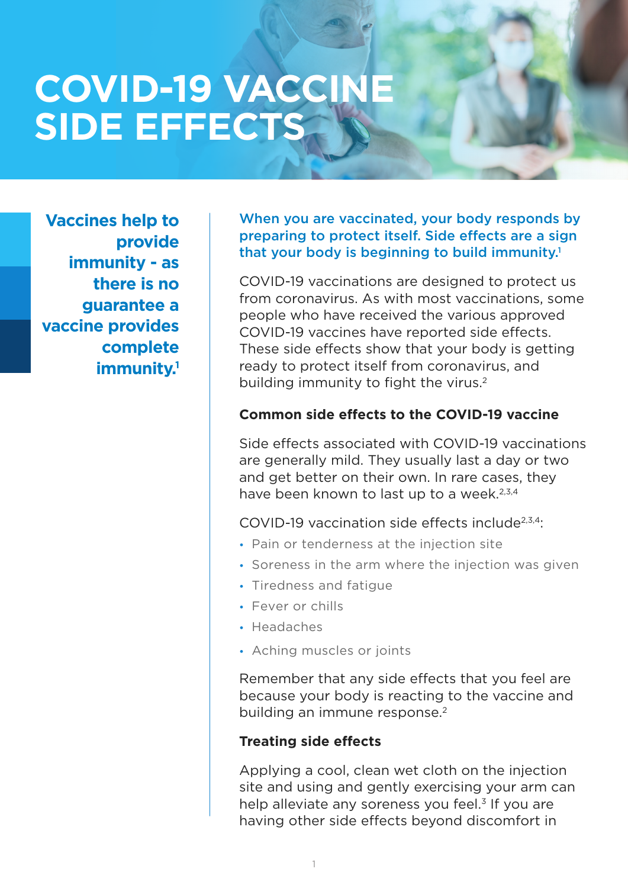# COVID-19 VACCINE SIDE EFFECTS

**Vaccines help to provide immunity - as there is no guarantee a vaccine provides complete immunity.[1]**

**When you are vaccinated, your body responds by preparing to protect itself. Side effects are a sign that your body is beginning to build immunity.[1]**

COVID-19 vaccinations are designed to protect us from coronavirus. As with most vaccinations, some people who have received the various approved COVID-19 vaccines have reported side effects. These side effects show that your body is getting ready to protect itself from coronavirus, and building immunity to fight the virus.[2]

### Common side effects to the COVID-19 vaccine

Side effects associated with COVID-19 vaccinations are generally mild. They usually last a day or two and get better on their own. In rare cases, they have been known to last up to a week.[2,3,4]

COVID-19 vaccination side effects include[2,3,4]:

- Pain or tenderness at the injection site
- Soreness in the arm where the injection was given
- Tiredness and fatigue
- Fever or chills
- Headaches
- Aching muscles or joints

Remember that any side effects that you feel are because your body is reacting to the vaccine and building an immune response.[2]

### Treating side effects

Applying a cool, clean wet cloth on the injection site and using and gently exercising your arm can help alleviate any soreness you feel.[3] If you are having other side effects beyond discomfort in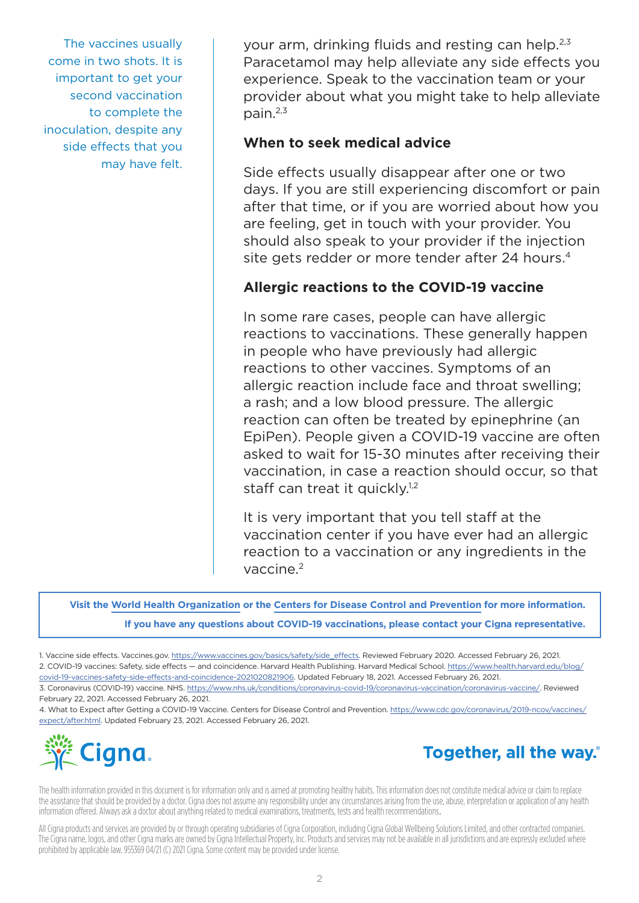The vaccines usually come in two shots. It is important to get your second vaccination to complete the inoculation, despite any side effects that you may have felt.

your arm, drinking fluids and resting can help.[2,3] Paracetamol may help alleviate any side effects you experience. Speak to the vaccination team or your provider about what you might take to help alleviate pain.[2,3]

### When to seek medical advice

Side effects usually disappear after one or two days. If you are still experiencing discomfort or pain after that time, or if you are worried about how you are feeling, get in touch with your provider. You should also speak to your provider if the injection site gets redder or more tender after 24 hours.[4]

### Allergic reactions to the COVID-19 vaccine

In some rare cases, people can have allergic reactions to vaccinations. These generally happen in people who have previously had allergic reactions to other vaccines. Symptoms of an allergic reaction include face and throat swelling; a rash; and a low blood pressure. The allergic reaction can often be treated by epinephrine (an EpiPen). People given a COVID-19 vaccine are often asked to wait for 15-30 minutes after receiving their vaccination, in case a reaction should occur, so that staff can treat it quickly.[1,2]

It is very important that you tell staff at the vaccination center if you have ever had an allergic reaction to a vaccination or any ingredients in the vaccine.[2]

**Visit the World Health Organization or the Centers for Disease Control and Prevention for more information.**

**If you have any questions about COVID-19 vaccinations, please contact your Cigna representative.**

1. Vaccine side effects. Vaccines.gov. https://www.vaccines.gov/basics/safety/side_effects. Reviewed February 2020. Accessed February 26, 2021.
2. COVID-19 vaccines: Safety, side effects — and coincidence. Harvard Health Publishing. Harvard Medical School. https://www.health.harvard.edu/blog/covid-19-vaccines-safety-side-effects-and-coincidence-2021020821906. Updated February 18, 2021. Accessed February 26, 2021.
3. Coronavirus (COVID-19) vaccine. NHS. https://www.nhs.uk/conditions/coronavirus-covid-19/coronavirus-vaccination/coronavirus-vaccine/. Reviewed February 22, 2021. Accessed February 26, 2021.
4. What to Expect after Getting a COVID-19 Vaccine. Centers for Disease Control and Prevention. https://www.cdc.gov/coronavirus/2019-ncov/vaccines/expect/after.html. Updated February 23, 2021. Accessed February 26, 2021.

Cigna.

**Together, all the way.®**

The health information provided in this document is for information only and is aimed at promoting healthy habits. This information does not constitute medical advice or claim to replace the assistance that should be provided by a doctor. Cigna does not assume any responsibility under any circumstances arising from the use, abuse, interpretation or application of any health information offered. Always ask a doctor about anything related to medical examinations, treatments, tests and health recommendations.

All Cigna products and services are provided by or through operating subsidiaries of Cigna Corporation, including Cigna Global Wellbeing Solutions Limited, and other contracted companies. The Cigna name, logos, and other Cigna marks are owned by Cigna Intellectual Property, Inc. Products and services may not be available in all jurisdictions and are expressly excluded where prohibited by applicable law. 955369 04/21 (C) 2021 Cigna. Some content may be provided under license.